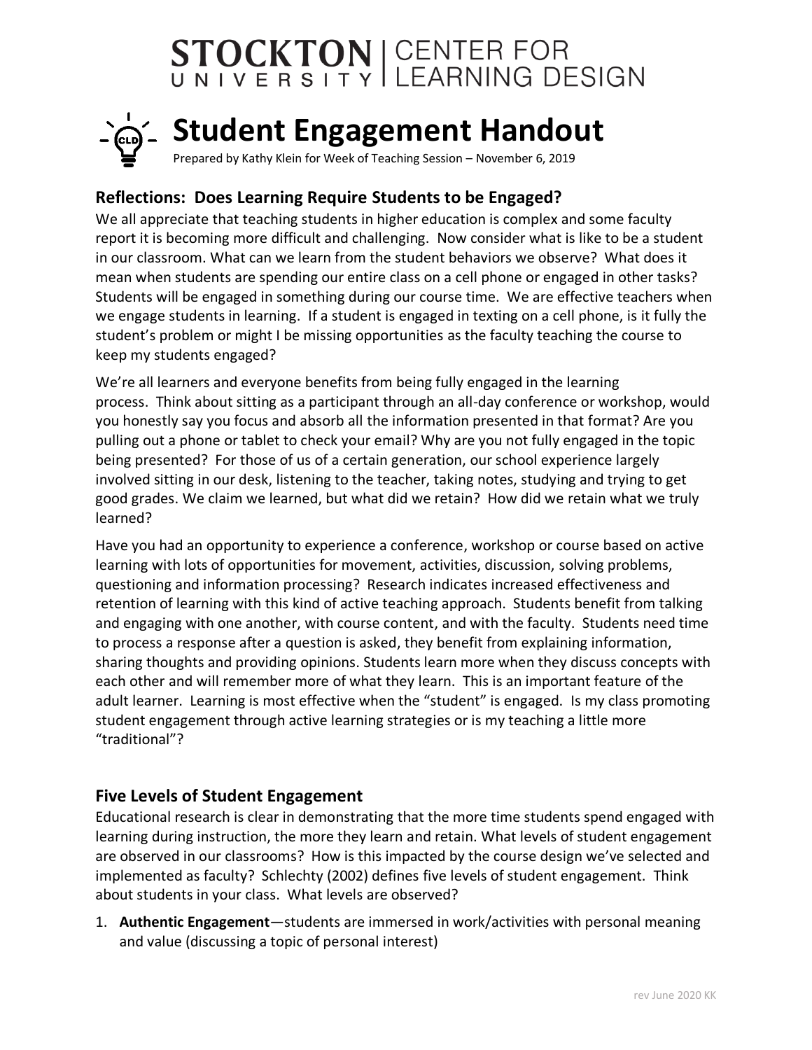# STOCKTON UNIVERSITY | CENTER FOR LEARNING DESIGN

# Student Engagement Handout

Prepared by Kathy Klein for Week of Teaching Session – November 6, 2019

## Reflections: Does Learning Require Students to be Engaged?

We all appreciate that teaching students in higher education is complex and some faculty report it is becoming more difficult and challenging. Now consider what is like to be a student in our classroom. What can we learn from the student behaviors we observe? What does it mean when students are spending our entire class on a cell phone or engaged in other tasks? Students will be engaged in something during our course time. We are effective teachers when we engage students in learning. If a student is engaged in texting on a cell phone, is it fully the student's problem or might I be missing opportunities as the faculty teaching the course to keep my students engaged?

We're all learners and everyone benefits from being fully engaged in the learning process. Think about sitting as a participant through an all-day conference or workshop, would you honestly say you focus and absorb all the information presented in that format? Are you pulling out a phone or tablet to check your email? Why are you not fully engaged in the topic being presented? For those of us of a certain generation, our school experience largely involved sitting in our desk, listening to the teacher, taking notes, studying and trying to get good grades. We claim we learned, but what did we retain? How did we retain what we truly learned?

Have you had an opportunity to experience a conference, workshop or course based on active learning with lots of opportunities for movement, activities, discussion, solving problems, questioning and information processing? Research indicates increased effectiveness and retention of learning with this kind of active teaching approach. Students benefit from talking and engaging with one another, with course content, and with the faculty. Students need time to process a response after a question is asked, they benefit from explaining information, sharing thoughts and providing opinions. Students learn more when they discuss concepts with each other and will remember more of what they learn. This is an important feature of the adult learner. Learning is most effective when the "student" is engaged. Is my class promoting student engagement through active learning strategies or is my teaching a little more "traditional"?

## Five Levels of Student Engagement

Educational research is clear in demonstrating that the more time students spend engaged with learning during instruction, the more they learn and retain. What levels of student engagement are observed in our classrooms? How is this impacted by the course design we've selected and implemented as faculty? Schlechty (2002) defines five levels of student engagement. Think about students in your class. What levels are observed?

1. **Authentic Engagement**—students are immersed in work/activities with personal meaning and value (discussing a topic of personal interest)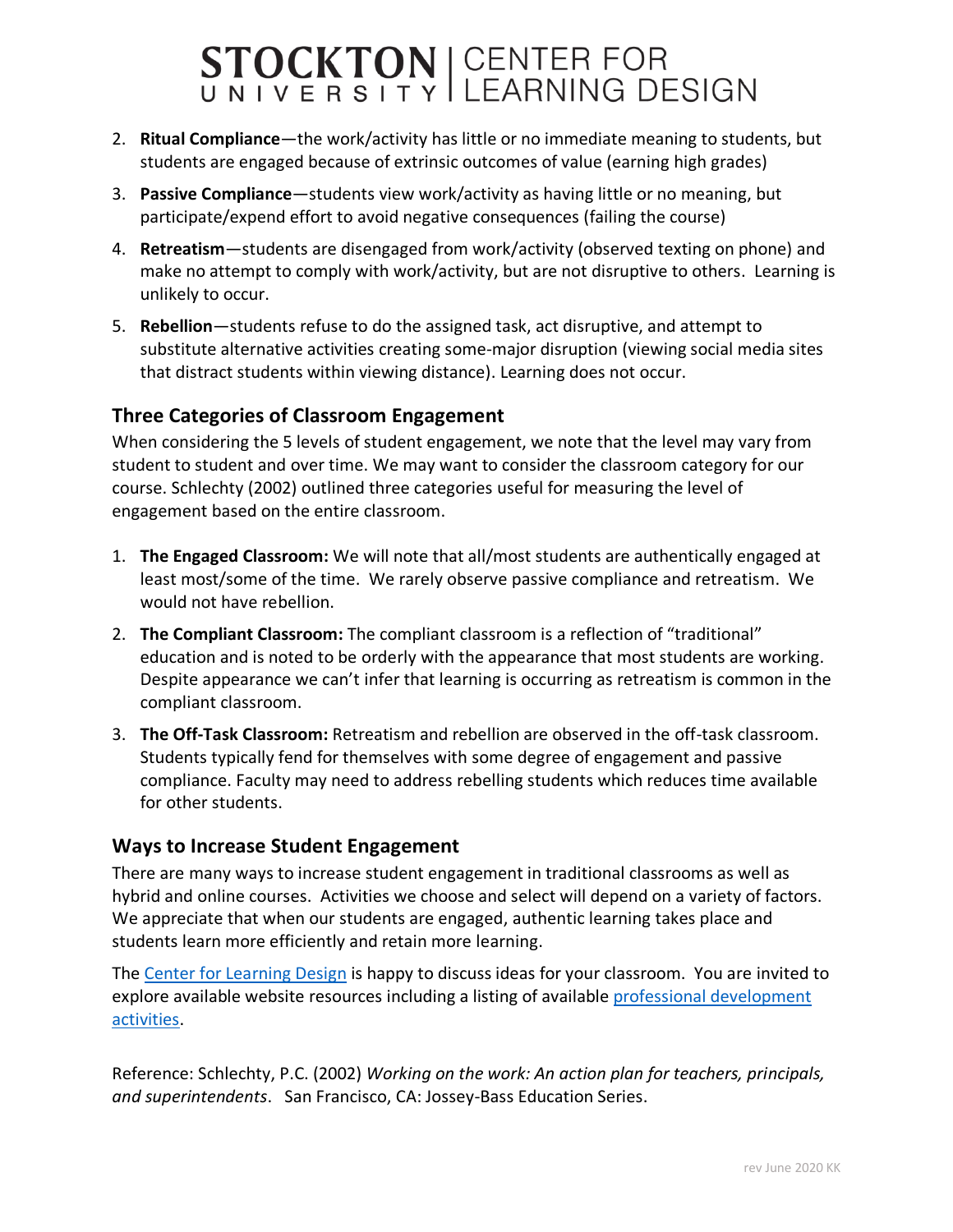2. **Ritual Compliance**—the work/activity has little or no immediate meaning to students, but students are engaged because of extrinsic outcomes of value (earning high grades)
3. **Passive Compliance**—students view work/activity as having little or no meaning, but participate/expend effort to avoid negative consequences (failing the course)
4. **Retreatism**—students are disengaged from work/activity (observed texting on phone) and make no attempt to comply with work/activity, but are not disruptive to others. Learning is unlikely to occur.
5. **Rebellion**—students refuse to do the assigned task, act disruptive, and attempt to substitute alternative activities creating some-major disruption (viewing social media sites that distract students within viewing distance). Learning does not occur.

## Three Categories of Classroom Engagement

When considering the 5 levels of student engagement, we note that the level may vary from student to student and over time. We may want to consider the classroom category for our course. Schlechty (2002) outlined three categories useful for measuring the level of engagement based on the entire classroom.

1. **The Engaged Classroom:** We will note that all/most students are authentically engaged at least most/some of the time. We rarely observe passive compliance and retreatism. We would not have rebellion.
2. **The Compliant Classroom:** The compliant classroom is a reflection of "traditional" education and is noted to be orderly with the appearance that most students are working. Despite appearance we can't infer that learning is occurring as retreatism is common in the compliant classroom.
3. **The Off-Task Classroom:** Retreatism and rebellion are observed in the off-task classroom. Students typically fend for themselves with some degree of engagement and passive compliance. Faculty may need to address rebelling students which reduces time available for other students.

## Ways to Increase Student Engagement

There are many ways to increase student engagement in traditional classrooms as well as hybrid and online courses. Activities we choose and select will depend on a variety of factors. We appreciate that when our students are engaged, authentic learning takes place and students learn more efficiently and retain more learning.

The Center for Learning Design is happy to discuss ideas for your classroom. You are invited to explore available website resources including a listing of available professional development activities.

Reference: Schlechty, P.C. (2002) *Working on the work: An action plan for teachers, principals, and superintendents*. San Francisco, CA: Jossey-Bass Education Series.

rev June 2020 KK